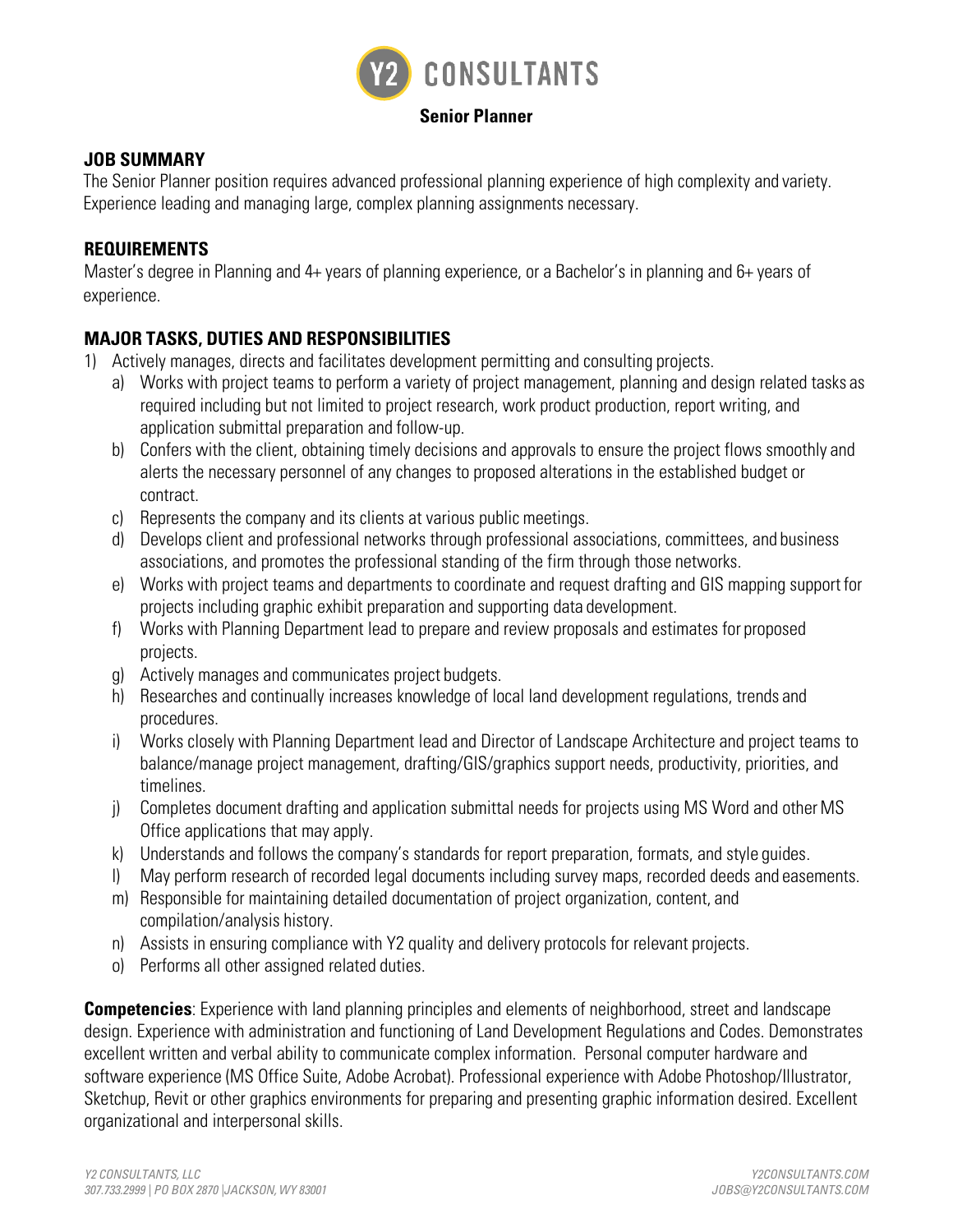Y2 CONSULTANTS

# Senior Planner

## JOB SUMMARY

The Senior Planner position requires advanced professional planning experience of high complexity and variety. Experience leading and managing large, complex planning assignments necessary.

## REQUIREMENTS

Master's degree in Planning and 4+ years of planning experience, or a Bachelor's in planning and 6+ years of experience.

## MAJOR TASKS, DUTIES AND RESPONSIBILITIES

1) Actively manages, directs and facilitates development permitting and consulting projects.
   a) Works with project teams to perform a variety of project management, planning and design related tasks as required including but not limited to project research, work product production, report writing, and application submittal preparation and follow-up.
   b) Confers with the client, obtaining timely decisions and approvals to ensure the project flows smoothly and alerts the necessary personnel of any changes to proposed alterations in the established budget or contract.
   c) Represents the company and its clients at various public meetings.
   d) Develops client and professional networks through professional associations, committees, and business associations, and promotes the professional standing of the firm through those networks.
   e) Works with project teams and departments to coordinate and request drafting and GIS mapping support for projects including graphic exhibit preparation and supporting data development.
   f) Works with Planning Department lead to prepare and review proposals and estimates for proposed projects.
   g) Actively manages and communicates project budgets.
   h) Researches and continually increases knowledge of local land development regulations, trends and procedures.
   i) Works closely with Planning Department lead and Director of Landscape Architecture and project teams to balance/manage project management, drafting/GIS/graphics support needs, productivity, priorities, and timelines.
   j) Completes document drafting and application submittal needs for projects using MS Word and other MS Office applications that may apply.
   k) Understands and follows the company's standards for report preparation, formats, and style guides.
   l) May perform research of recorded legal documents including survey maps, recorded deeds and easements.
   m) Responsible for maintaining detailed documentation of project organization, content, and compilation/analysis history.
   n) Assists in ensuring compliance with Y2 quality and delivery protocols for relevant projects.
   o) Performs all other assigned related duties.

**Competencies**: Experience with land planning principles and elements of neighborhood, street and landscape design. Experience with administration and functioning of Land Development Regulations and Codes. Demonstrates excellent written and verbal ability to communicate complex information. Personal computer hardware and software experience (MS Office Suite, Adobe Acrobat). Professional experience with Adobe Photoshop/Illustrator, Sketchup, Revit or other graphics environments for preparing and presenting graphic information desired. Excellent organizational and interpersonal skills.

*Y2 CONSULTANTS, LLC*
*307.733.2999 | PO BOX 2870 |JACKSON, WY 83001*

*Y2CONSULTANTS.COM*
*JOBS@Y2CONSULTANTS.COM*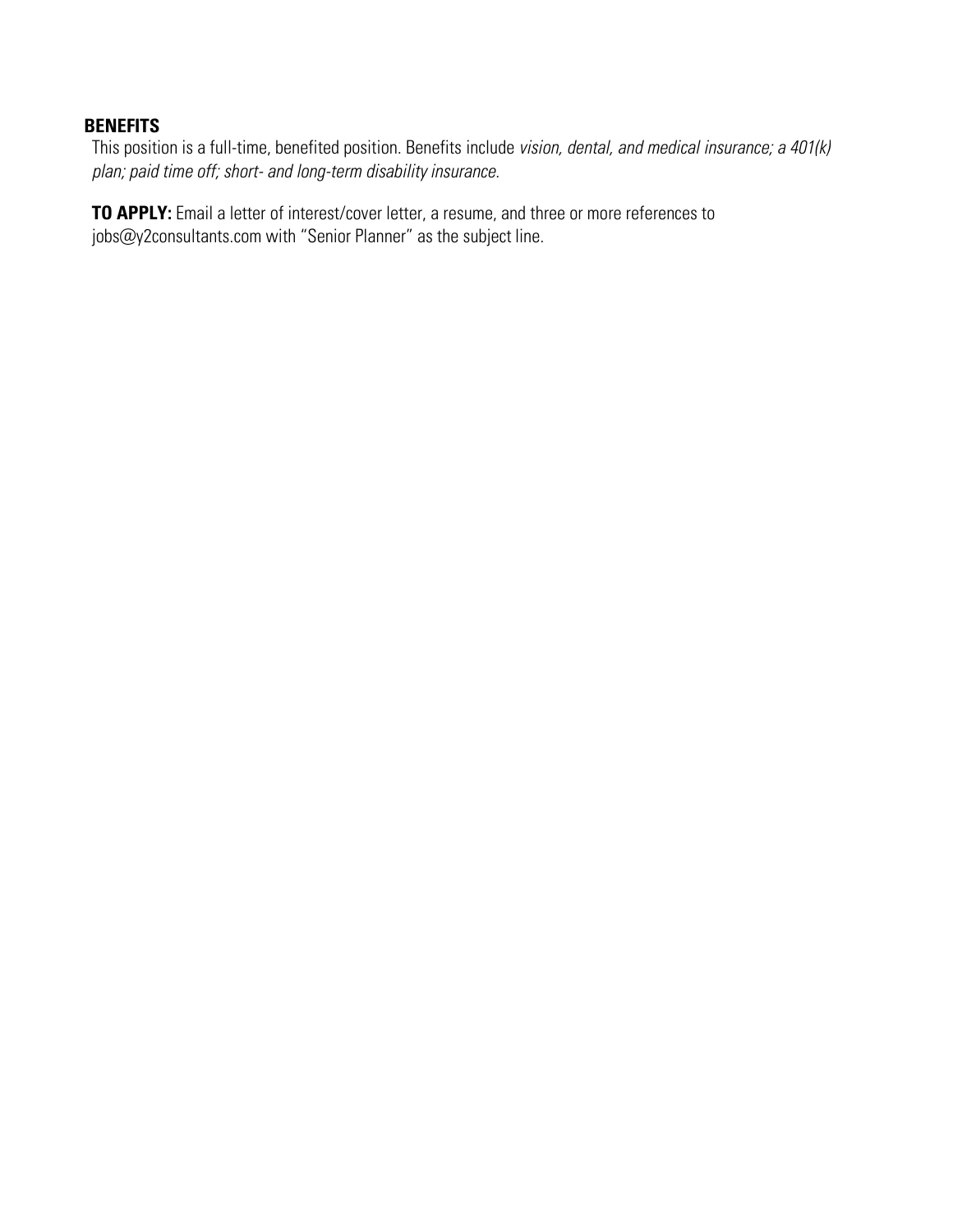## BENEFITS

This position is a full-time, benefited position. Benefits include *vision, dental, and medical insurance; a 401(k) plan; paid time off; short- and long-term disability insurance.*

**TO APPLY:** Email a letter of interest/cover letter, a resume, and three or more references to jobs@y2consultants.com with "Senior Planner" as the subject line.